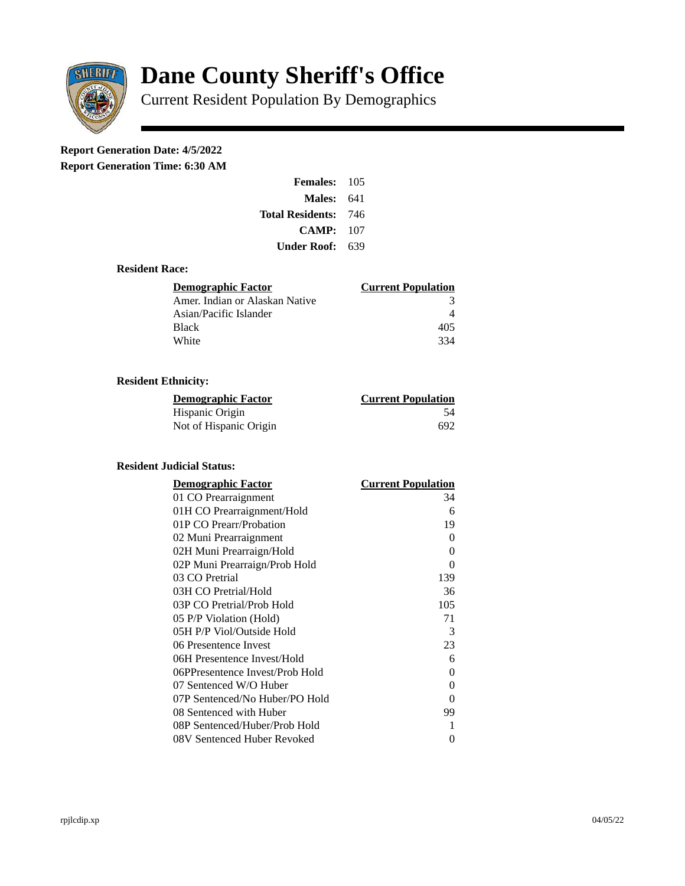# Dane County Sheriff's Office

Current Resident Population By Demographics

**Report Generation Date: 4/5/2022**

**Report Generation Time: 6:30 AM**

| | |
|---|---|
| **Females:** | 105 |
| **Males:** | 641 |
| **Total Residents:** | 746 |
| **CAMP:** | 107 |
| **Under Roof:** | 639 |

### Resident Race:

| Demographic Factor | Current Population |
|---|---|
| Amer. Indian or Alaskan Native | 3 |
| Asian/Pacific Islander | 4 |
| Black | 405 |
| White | 334 |

### Resident Ethnicity:

| Demographic Factor | Current Population |
|---|---|
| Hispanic Origin | 54 |
| Not of Hispanic Origin | 692 |

### Resident Judicial Status:

| Demographic Factor | Current Population |
|---|---|
| 01 CO Prearraignment | 34 |
| 01H CO Prearraignment/Hold | 6 |
| 01P CO Prearr/Probation | 19 |
| 02 Muni Prearraignment | 0 |
| 02H Muni Prearraign/Hold | 0 |
| 02P Muni Prearraign/Prob Hold | 0 |
| 03 CO Pretrial | 139 |
| 03H CO Pretrial/Hold | 36 |
| 03P CO Pretrial/Prob Hold | 105 |
| 05 P/P Violation (Hold) | 71 |
| 05H P/P Viol/Outside Hold | 3 |
| 06 Presentence Invest | 23 |
| 06H Presentence Invest/Hold | 6 |
| 06PPresentence Invest/Prob Hold | 0 |
| 07 Sentenced W/O Huber | 0 |
| 07P Sentenced/No Huber/PO Hold | 0 |
| 08 Sentenced with Huber | 99 |
| 08P Sentenced/Huber/Prob Hold | 1 |
| 08V Sentenced Huber Revoked | 0 |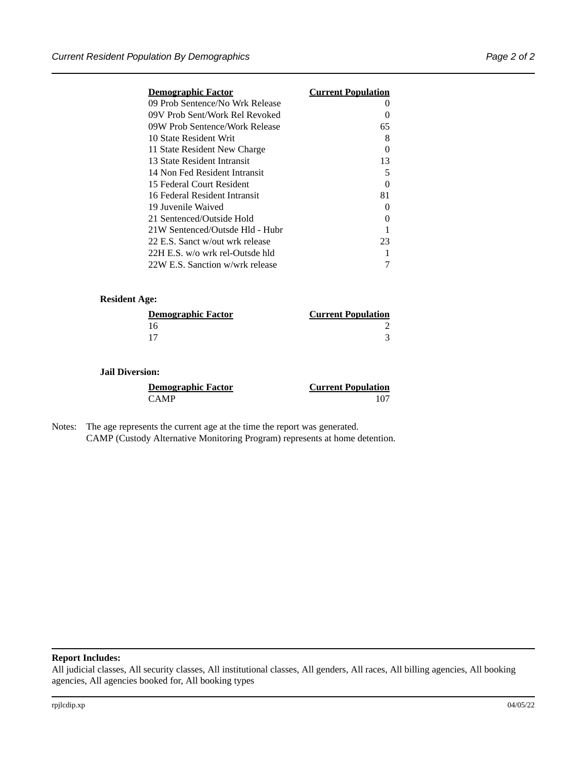| Demographic Factor | Current Population |
|---|---|
| 09 Prob Sentence/No Wrk Release | 0 |
| 09V Prob Sent/Work Rel Revoked | 0 |
| 09W Prob Sentence/Work Release | 65 |
| 10 State Resident Writ | 8 |
| 11 State Resident New Charge | 0 |
| 13 State Resident Intransit | 13 |
| 14 Non Fed Resident Intransit | 5 |
| 15 Federal Court Resident | 0 |
| 16 Federal Resident Intransit | 81 |
| 19 Juvenile Waived | 0 |
| 21 Sentenced/Outside Hold | 0 |
| 21W Sentenced/Outsde Hld - Hubr | 1 |
| 22 E.S. Sanct w/out wrk release | 23 |
| 22H E.S. w/o wrk rel-Outsde hld | 1 |
| 22W E.S. Sanction w/wrk release | 7 |

**Resident Age:**

| Demographic Factor | Current Population |
|---|---|
| 16 | 2 |
| 17 | 3 |

**Jail Diversion:**

| Demographic Factor | Current Population |
|---|---|
| CAMP | 107 |

Notes: The age represents the current age at the time the report was generated.
CAMP (Custody Alternative Monitoring Program) represents at home detention.

**Report Includes:**

All judicial classes, All security classes, All institutional classes, All genders, All races, All billing agencies, All booking agencies, All agencies booked for, All booking types

rpjlcdip.xp 04/05/22